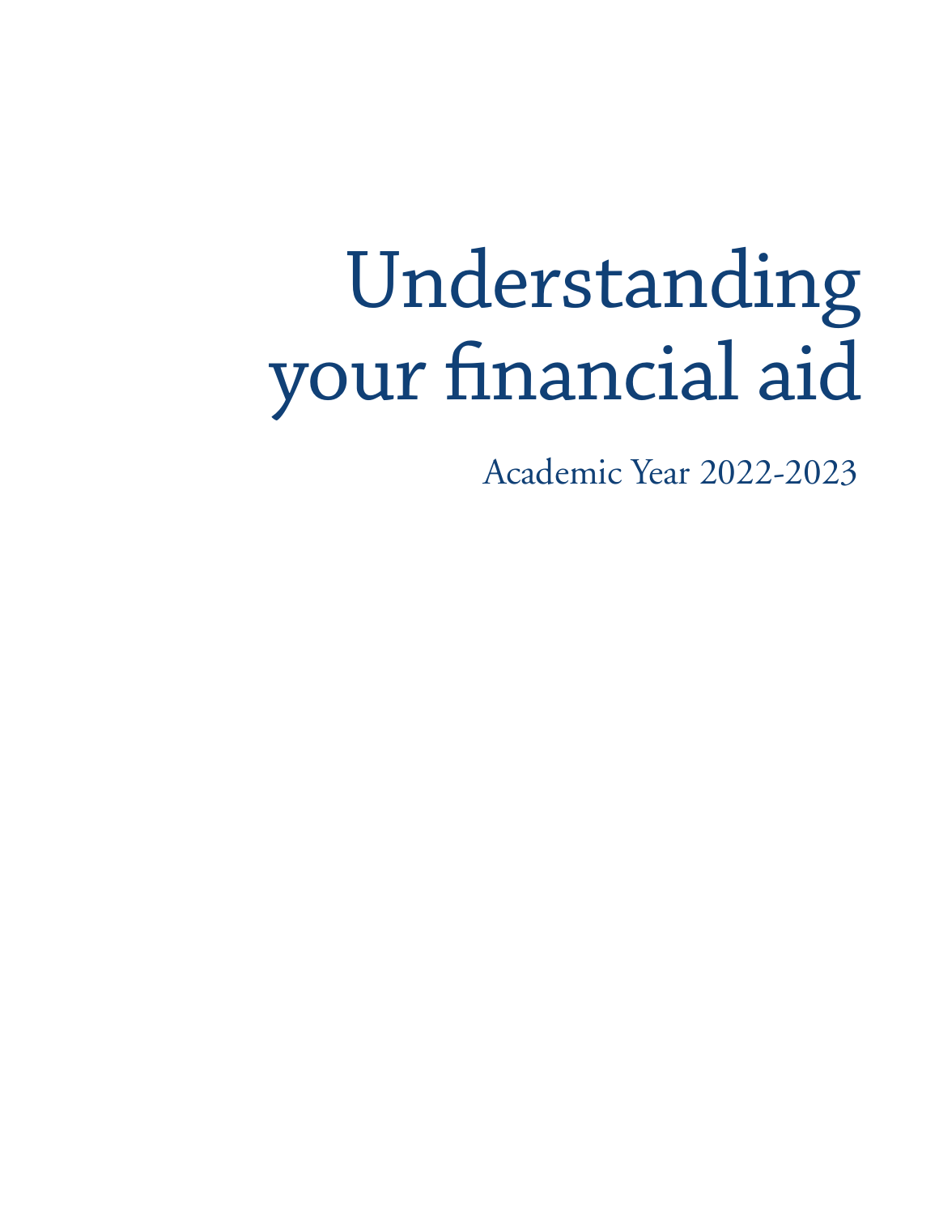# Understanding your financial aid

Academic Year 2022-2023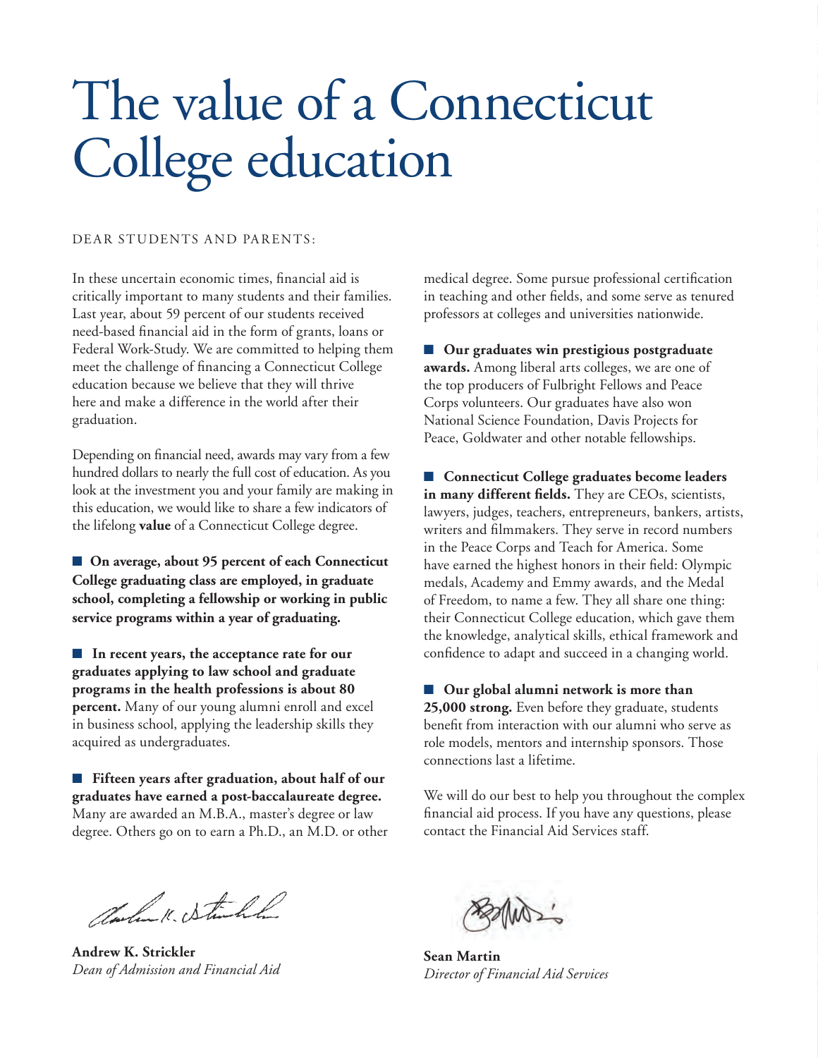# The value of a Connecticut College education

DEAR STUDENTS AND PARENTS:

In these uncertain economic times, financial aid is critically important to many students and their families. Last year, about 59 percent of our students received need-based financial aid in the form of grants, loans or Federal Work-Study. We are committed to helping them meet the challenge of financing a Connecticut College education because we believe that they will thrive here and make a difference in the world after their graduation.

Depending on financial need, awards may vary from a few hundred dollars to nearly the full cost of education. As you look at the investment you and your family are making in this education, we would like to share a few indicators of the lifelong **value** of a Connecticut College degree.

- **On average, about 95 percent of each Connecticut College graduating class are employed, in graduate school, completing a fellowship or working in public service programs within a year of graduating.**

- **In recent years, the acceptance rate for our graduates applying to law school and graduate programs in the health professions is about 80 percent.** Many of our young alumni enroll and excel in business school, applying the leadership skills they acquired as undergraduates.

- **Fifteen years after graduation, about half of our graduates have earned a post-baccalaureate degree.** Many are awarded an M.B.A., master's degree or law degree. Others go on to earn a Ph.D., an M.D. or other medical degree. Some pursue professional certification in teaching and other fields, and some serve as tenured professors at colleges and universities nationwide.

- **Our graduates win prestigious postgraduate awards.** Among liberal arts colleges, we are one of the top producers of Fulbright Fellows and Peace Corps volunteers. Our graduates have also won National Science Foundation, Davis Projects for Peace, Goldwater and other notable fellowships.

- **Connecticut College graduates become leaders in many different fields.** They are CEOs, scientists, lawyers, judges, teachers, entrepreneurs, bankers, artists, writers and filmmakers. They serve in record numbers in the Peace Corps and Teach for America. Some have earned the highest honors in their field: Olympic medals, Academy and Emmy awards, and the Medal of Freedom, to name a few. They all share one thing: their Connecticut College education, which gave them the knowledge, analytical skills, ethical framework and confidence to adapt and succeed in a changing world.

- **Our global alumni network is more than 25,000 strong.** Even before they graduate, students benefit from interaction with our alumni who serve as role models, mentors and internship sponsors. Those connections last a lifetime.

We will do our best to help you throughout the complex financial aid process. If you have any questions, please contact the Financial Aid Services staff.

**Andrew K. Strickler**
*Dean of Admission and Financial Aid*

**Sean Martin**
*Director of Financial Aid Services*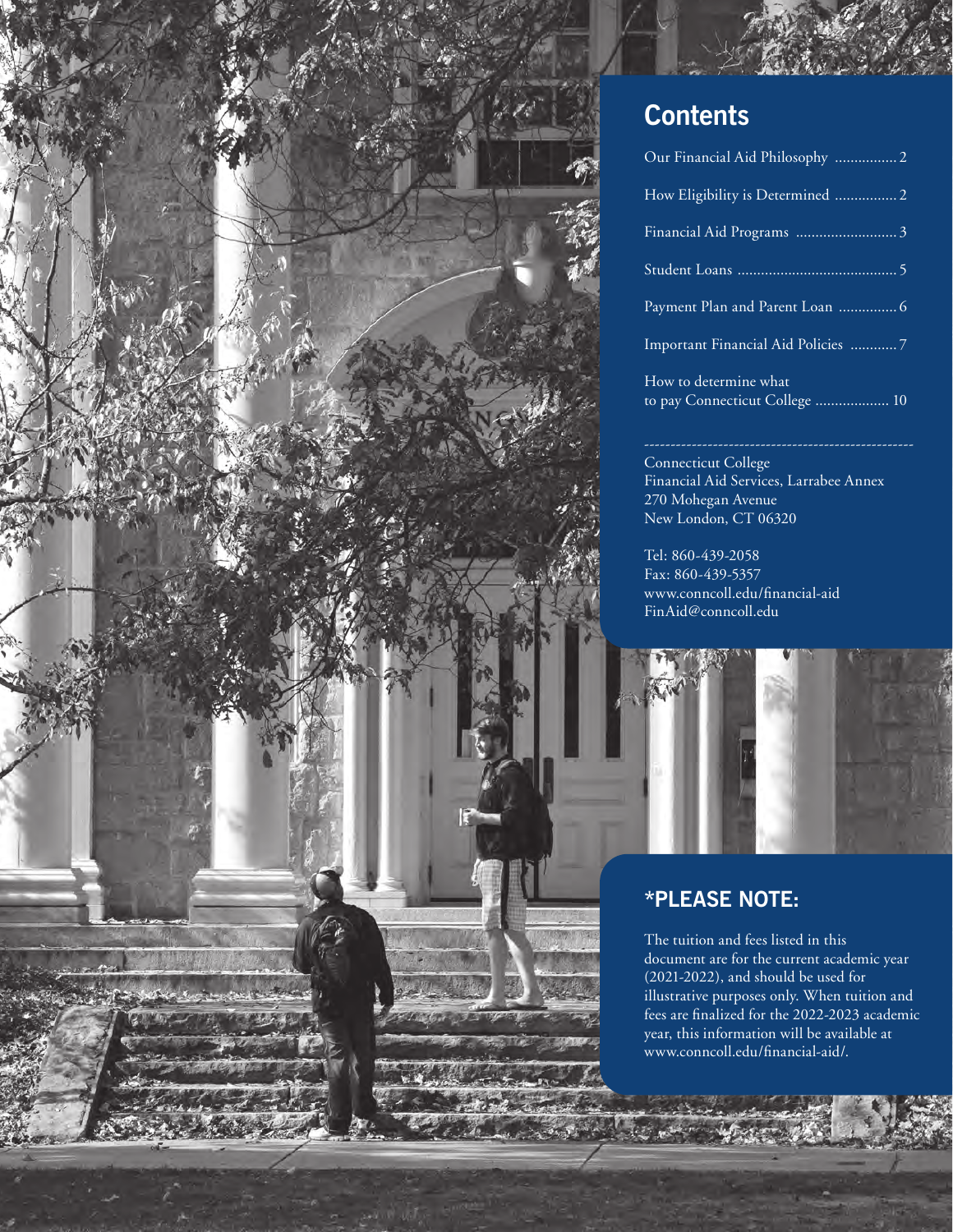## Contents

| | |
|---|---|
| Our Financial Aid Philosophy | 2 |
| How Eligibility is Determined | 2 |
| Financial Aid Programs | 3 |
| Student Loans | 5 |
| Payment Plan and Parent Loan | 6 |
| Important Financial Aid Policies | 7 |
| How to determine what to pay Connecticut College | 10 |

Connecticut College
Financial Aid Services, Larrabee Annex
270 Mohegan Avenue
New London, CT 06320

Tel: 860-439-2058
Fax: 860-439-5357
www.conncoll.edu/financial-aid
FinAid@conncoll.edu

## *PLEASE NOTE:

The tuition and fees listed in this document are for the current academic year (2021-2022), and should be used for illustrative purposes only. When tuition and fees are finalized for the 2022-2023 academic year, this information will be available at www.conncoll.edu/financial-aid/.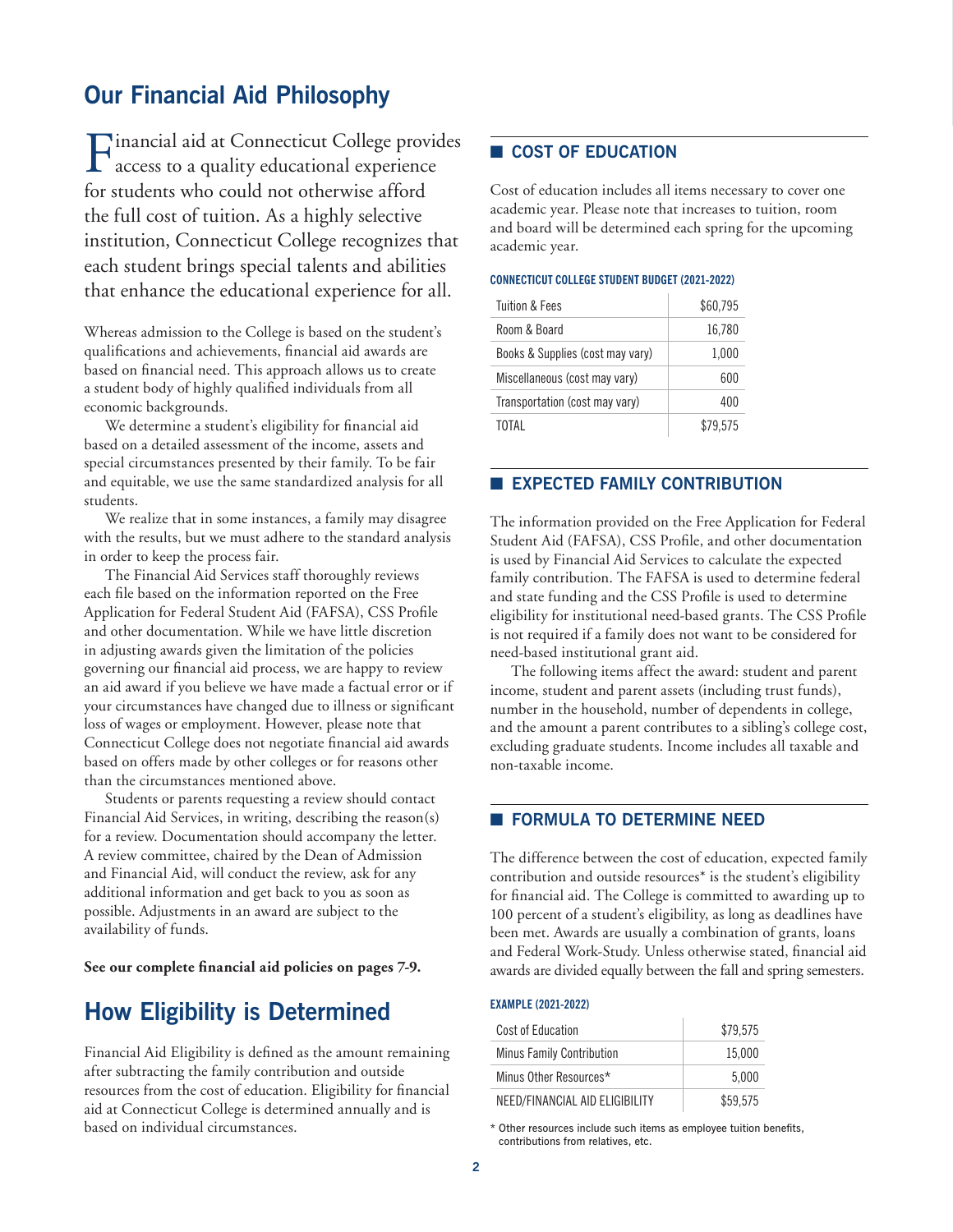## Our Financial Aid Philosophy

Financial aid at Connecticut College provides access to a quality educational experience for students who could not otherwise afford the full cost of tuition. As a highly selective institution, Connecticut College recognizes that each student brings special talents and abilities that enhance the educational experience for all.

Whereas admission to the College is based on the student's qualifications and achievements, financial aid awards are based on financial need. This approach allows us to create a student body of highly qualified individuals from all economic backgrounds.

We determine a student's eligibility for financial aid based on a detailed assessment of the income, assets and special circumstances presented by their family. To be fair and equitable, we use the same standardized analysis for all students.

We realize that in some instances, a family may disagree with the results, but we must adhere to the standard analysis in order to keep the process fair.

The Financial Aid Services staff thoroughly reviews each file based on the information reported on the Free Application for Federal Student Aid (FAFSA), CSS Profile and other documentation. While we have little discretion in adjusting awards given the limitation of the policies governing our financial aid process, we are happy to review an aid award if you believe we have made a factual error or if your circumstances have changed due to illness or significant loss of wages or employment. However, please note that Connecticut College does not negotiate financial aid awards based on offers made by other colleges or for reasons other than the circumstances mentioned above.

Students or parents requesting a review should contact Financial Aid Services, in writing, describing the reason(s) for a review. Documentation should accompany the letter. A review committee, chaired by the Dean of Admission and Financial Aid, will conduct the review, ask for any additional information and get back to you as soon as possible. Adjustments in an award are subject to the availability of funds.

**See our complete financial aid policies on pages 7-9.**

## How Eligibility is Determined

Financial Aid Eligibility is defined as the amount remaining after subtracting the family contribution and outside resources from the cost of education. Eligibility for financial aid at Connecticut College is determined annually and is based on individual circumstances.

### COST OF EDUCATION

Cost of education includes all items necessary to cover one academic year. Please note that increases to tuition, room and board will be determined each spring for the upcoming academic year.

**CONNECTICUT COLLEGE STUDENT BUDGET (2021-2022)**

| Item | Amount |
|---|---|
| Tuition & Fees | $60,795 |
| Room & Board | 16,780 |
| Books & Supplies (cost may vary) | 1,000 |
| Miscellaneous (cost may vary) | 600 |
| Transportation (cost may vary) | 400 |
| TOTAL | $79,575 |

### EXPECTED FAMILY CONTRIBUTION

The information provided on the Free Application for Federal Student Aid (FAFSA), CSS Profile, and other documentation is used by Financial Aid Services to calculate the expected family contribution. The FAFSA is used to determine federal and state funding and the CSS Profile is used to determine eligibility for institutional need-based grants. The CSS Profile is not required if a family does not want to be considered for need-based institutional grant aid.

The following items affect the award: student and parent income, student and parent assets (including trust funds), number in the household, number of dependents in college, and the amount a parent contributes to a sibling's college cost, excluding graduate students. Income includes all taxable and non-taxable income.

### FORMULA TO DETERMINE NEED

The difference between the cost of education, expected family contribution and outside resources* is the student's eligibility for financial aid. The College is committed to awarding up to 100 percent of a student's eligibility, as long as deadlines have been met. Awards are usually a combination of grants, loans and Federal Work-Study. Unless otherwise stated, financial aid awards are divided equally between the fall and spring semesters.

**EXAMPLE (2021-2022)**

| Item | Amount |
|---|---|
| Cost of Education | $79,575 |
| Minus Family Contribution | 15,000 |
| Minus Other Resources* | 5,000 |
| NEED/FINANCIAL AID ELIGIBILITY | $59,575 |

\* Other resources include such items as employee tuition benefits, contributions from relatives, etc.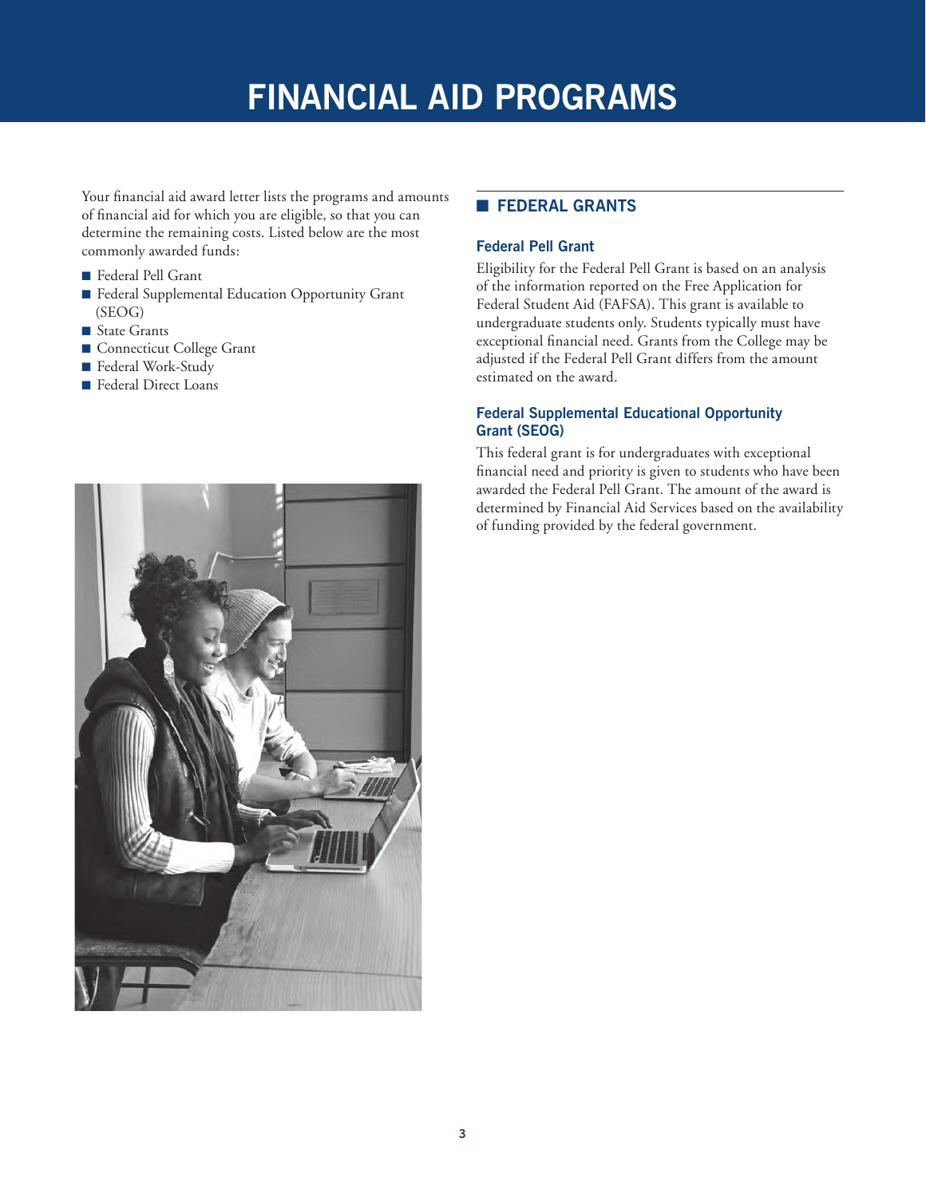# FINANCIAL AID PROGRAMS

Your financial aid award letter lists the programs and amounts of financial aid for which you are eligible, so that you can determine the remaining costs. Listed below are the most commonly awarded funds:

- Federal Pell Grant
- Federal Supplemental Education Opportunity Grant (SEOG)
- State Grants
- Connecticut College Grant
- Federal Work-Study
- Federal Direct Loans

## FEDERAL GRANTS

### Federal Pell Grant

Eligibility for the Federal Pell Grant is based on an analysis of the information reported on the Free Application for Federal Student Aid (FAFSA). This grant is available to undergraduate students only. Students typically must have exceptional financial need. Grants from the College may be adjusted if the Federal Pell Grant differs from the amount estimated on the award.

### Federal Supplemental Educational Opportunity Grant (SEOG)

This federal grant is for undergraduates with exceptional financial need and priority is given to students who have been awarded the Federal Pell Grant. The amount of the award is determined by Financial Aid Services based on the availability of funding provided by the federal government.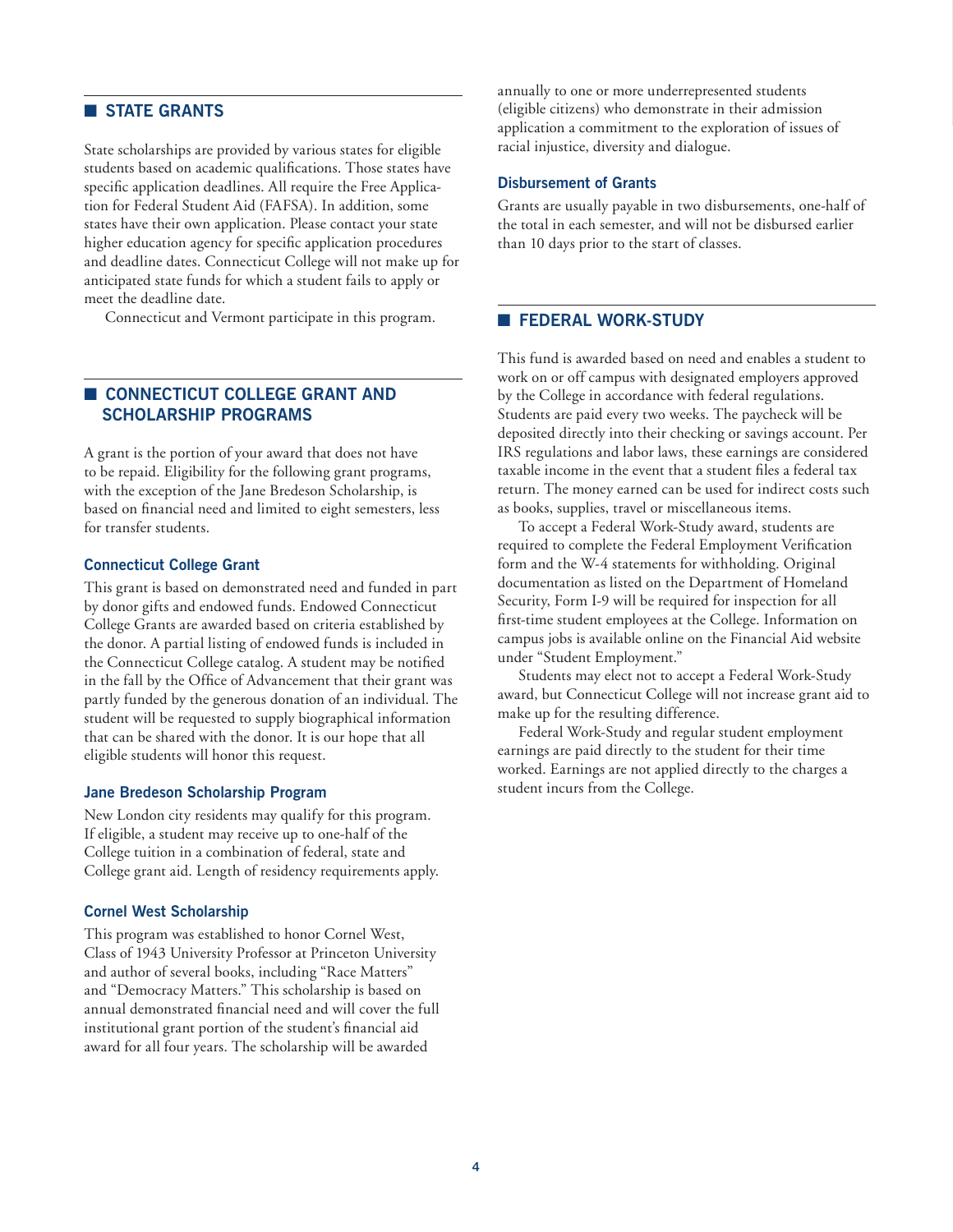## STATE GRANTS

State scholarships are provided by various states for eligible students based on academic qualifications. Those states have specific application deadlines. All require the Free Application for Federal Student Aid (FAFSA). In addition, some states have their own application. Please contact your state higher education agency for specific application procedures and deadline dates. Connecticut College will not make up for anticipated state funds for which a student fails to apply or meet the deadline date.

Connecticut and Vermont participate in this program.

## CONNECTICUT COLLEGE GRANT AND SCHOLARSHIP PROGRAMS

A grant is the portion of your award that does not have to be repaid. Eligibility for the following grant programs, with the exception of the Jane Bredeson Scholarship, is based on financial need and limited to eight semesters, less for transfer students.

### Connecticut College Grant

This grant is based on demonstrated need and funded in part by donor gifts and endowed funds. Endowed Connecticut College Grants are awarded based on criteria established by the donor. A partial listing of endowed funds is included in the Connecticut College catalog. A student may be notified in the fall by the Office of Advancement that their grant was partly funded by the generous donation of an individual. The student will be requested to supply biographical information that can be shared with the donor. It is our hope that all eligible students will honor this request.

### Jane Bredeson Scholarship Program

New London city residents may qualify for this program. If eligible, a student may receive up to one-half of the College tuition in a combination of federal, state and College grant aid. Length of residency requirements apply.

### Cornel West Scholarship

This program was established to honor Cornel West, Class of 1943 University Professor at Princeton University and author of several books, including "Race Matters" and "Democracy Matters." This scholarship is based on annual demonstrated financial need and will cover the full institutional grant portion of the student's financial aid award for all four years. The scholarship will be awarded annually to one or more underrepresented students (eligible citizens) who demonstrate in their admission application a commitment to the exploration of issues of racial injustice, diversity and dialogue.

### Disbursement of Grants

Grants are usually payable in two disbursements, one-half of the total in each semester, and will not be disbursed earlier than 10 days prior to the start of classes.

## FEDERAL WORK-STUDY

This fund is awarded based on need and enables a student to work on or off campus with designated employers approved by the College in accordance with federal regulations. Students are paid every two weeks. The paycheck will be deposited directly into their checking or savings account. Per IRS regulations and labor laws, these earnings are considered taxable income in the event that a student files a federal tax return. The money earned can be used for indirect costs such as books, supplies, travel or miscellaneous items.

To accept a Federal Work-Study award, students are required to complete the Federal Employment Verification form and the W-4 statements for withholding. Original documentation as listed on the Department of Homeland Security, Form I-9 will be required for inspection for all first-time student employees at the College. Information on campus jobs is available online on the Financial Aid website under "Student Employment."

Students may elect not to accept a Federal Work-Study award, but Connecticut College will not increase grant aid to make up for the resulting difference.

Federal Work-Study and regular student employment earnings are paid directly to the student for their time worked. Earnings are not applied directly to the charges a student incurs from the College.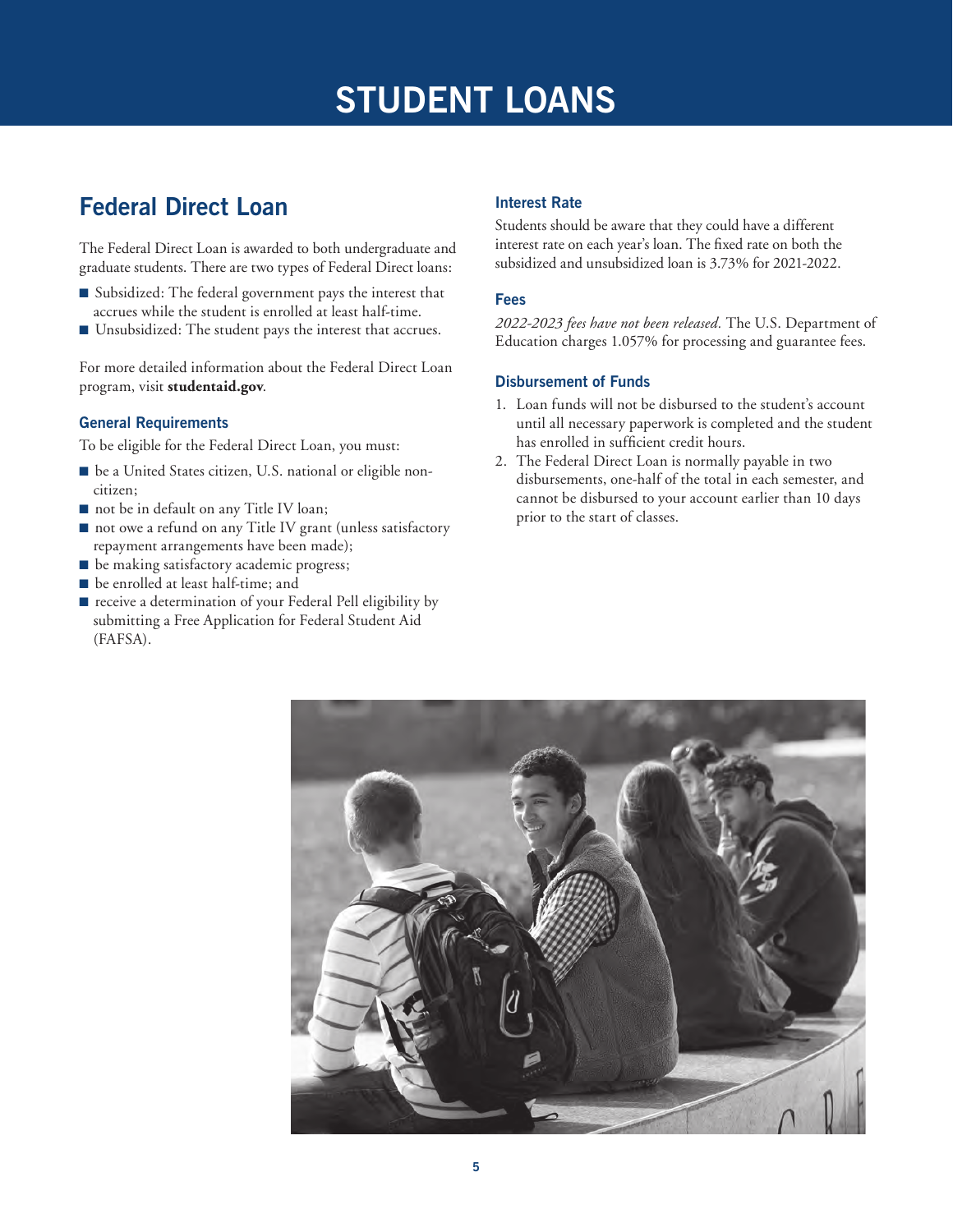# STUDENT LOANS

## Federal Direct Loan

The Federal Direct Loan is awarded to both undergraduate and graduate students. There are two types of Federal Direct loans:

- Subsidized: The federal government pays the interest that accrues while the student is enrolled at least half-time.
- Unsubsidized: The student pays the interest that accrues.

For more detailed information about the Federal Direct Loan program, visit **studentaid.gov**.

### General Requirements

To be eligible for the Federal Direct Loan, you must:

- be a United States citizen, U.S. national or eligible non-citizen;
- not be in default on any Title IV loan;
- not owe a refund on any Title IV grant (unless satisfactory repayment arrangements have been made);
- be making satisfactory academic progress;
- be enrolled at least half-time; and
- receive a determination of your Federal Pell eligibility by submitting a Free Application for Federal Student Aid (FAFSA).

### Interest Rate

Students should be aware that they could have a different interest rate on each year's loan. The fixed rate on both the subsidized and unsubsidized loan is 3.73% for 2021-2022.

### Fees

*2022-2023 fees have not been released.* The U.S. Department of Education charges 1.057% for processing and guarantee fees.

### Disbursement of Funds

1. Loan funds will not be disbursed to the student's account until all necessary paperwork is completed and the student has enrolled in sufficient credit hours.
2. The Federal Direct Loan is normally payable in two disbursements, one-half of the total in each semester, and cannot be disbursed to your account earlier than 10 days prior to the start of classes.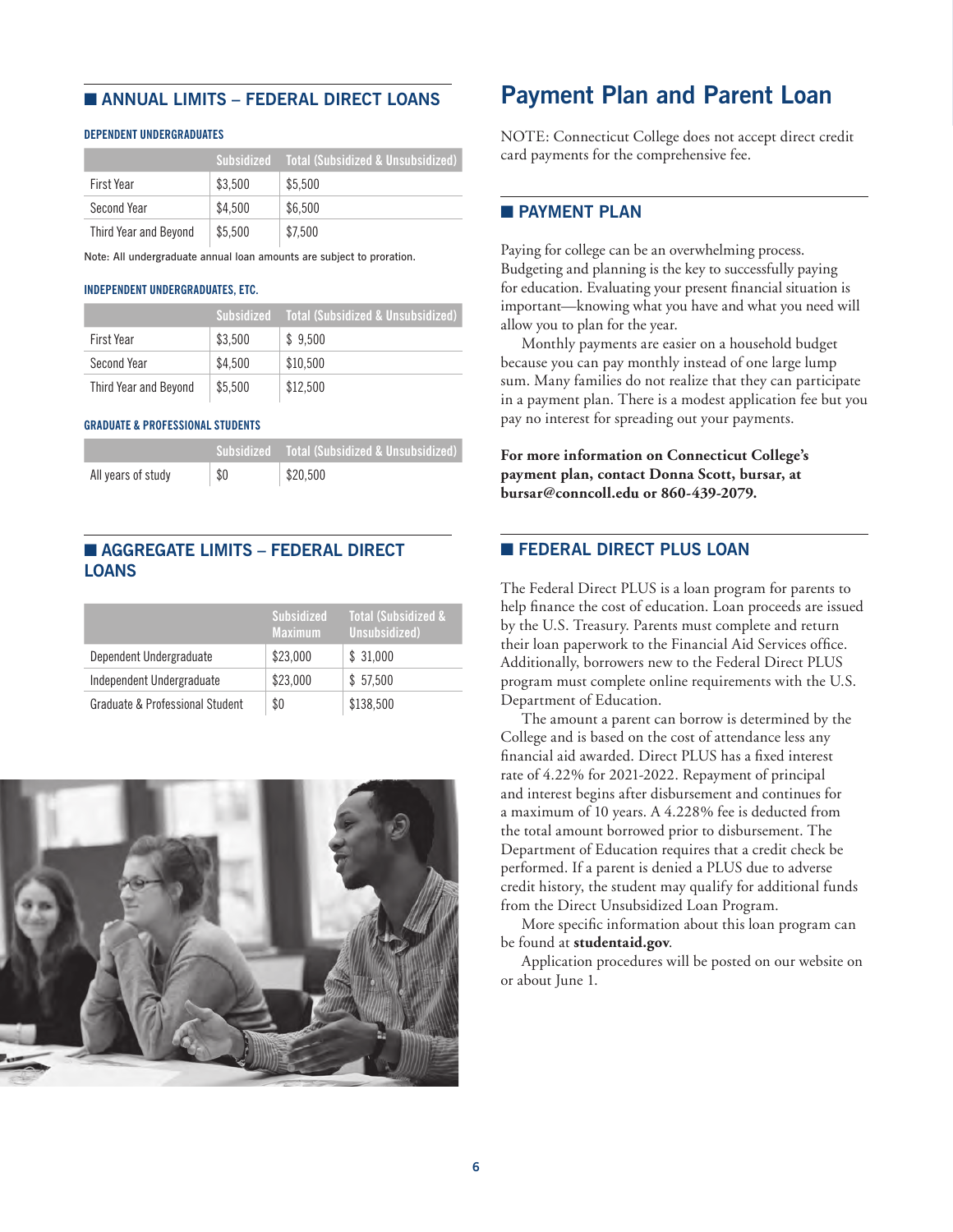## ANNUAL LIMITS – FEDERAL DIRECT LOANS

### DEPENDENT UNDERGRADUATES

| | Subsidized | Total (Subsidized & Unsubsidized) |
|---|---|---|
| First Year | $3,500 | $5,500 |
| Second Year | $4,500 | $6,500 |
| Third Year and Beyond | $5,500 | $7,500 |

Note: All undergraduate annual loan amounts are subject to proration.

### INDEPENDENT UNDERGRADUATES, ETC.

| | Subsidized | Total (Subsidized & Unsubsidized) |
|---|---|---|
| First Year | $3,500 | $ 9,500 |
| Second Year | $4,500 | $10,500 |
| Third Year and Beyond | $5,500 | $12,500 |

### GRADUATE & PROFESSIONAL STUDENTS

| | Subsidized | Total (Subsidized & Unsubsidized) |
|---|---|---|
| All years of study | $0 | $20,500 |

## AGGREGATE LIMITS – FEDERAL DIRECT LOANS

| | Subsidized Maximum | Total (Subsidized & Unsubsidized) |
|---|---|---|
| Dependent Undergraduate | $23,000 | $ 31,000 |
| Independent Undergraduate | $23,000 | $ 57,500 |
| Graduate & Professional Student | $0 | $138,500 |

# Payment Plan and Parent Loan

NOTE: Connecticut College does not accept direct credit card payments for the comprehensive fee.

## PAYMENT PLAN

Paying for college can be an overwhelming process. Budgeting and planning is the key to successfully paying for education. Evaluating your present financial situation is important—knowing what you have and what you need will allow you to plan for the year.

Monthly payments are easier on a household budget because you can pay monthly instead of one large lump sum. Many families do not realize that they can participate in a payment plan. There is a modest application fee but you pay no interest for spreading out your payments.

**For more information on Connecticut College's payment plan, contact Donna Scott, bursar, at bursar@conncoll.edu or 860-439-2079.**

## FEDERAL DIRECT PLUS LOAN

The Federal Direct PLUS is a loan program for parents to help finance the cost of education. Loan proceeds are issued by the U.S. Treasury. Parents must complete and return their loan paperwork to the Financial Aid Services office. Additionally, borrowers new to the Federal Direct PLUS program must complete online requirements with the U.S. Department of Education.

The amount a parent can borrow is determined by the College and is based on the cost of attendance less any financial aid awarded. Direct PLUS has a fixed interest rate of 4.22% for 2021-2022. Repayment of principal and interest begins after disbursement and continues for a maximum of 10 years. A 4.228% fee is deducted from the total amount borrowed prior to disbursement. The Department of Education requires that a credit check be performed. If a parent is denied a PLUS due to adverse credit history, the student may qualify for additional funds from the Direct Unsubsidized Loan Program.

More specific information about this loan program can be found at **studentaid.gov**.

Application procedures will be posted on our website on or about June 1.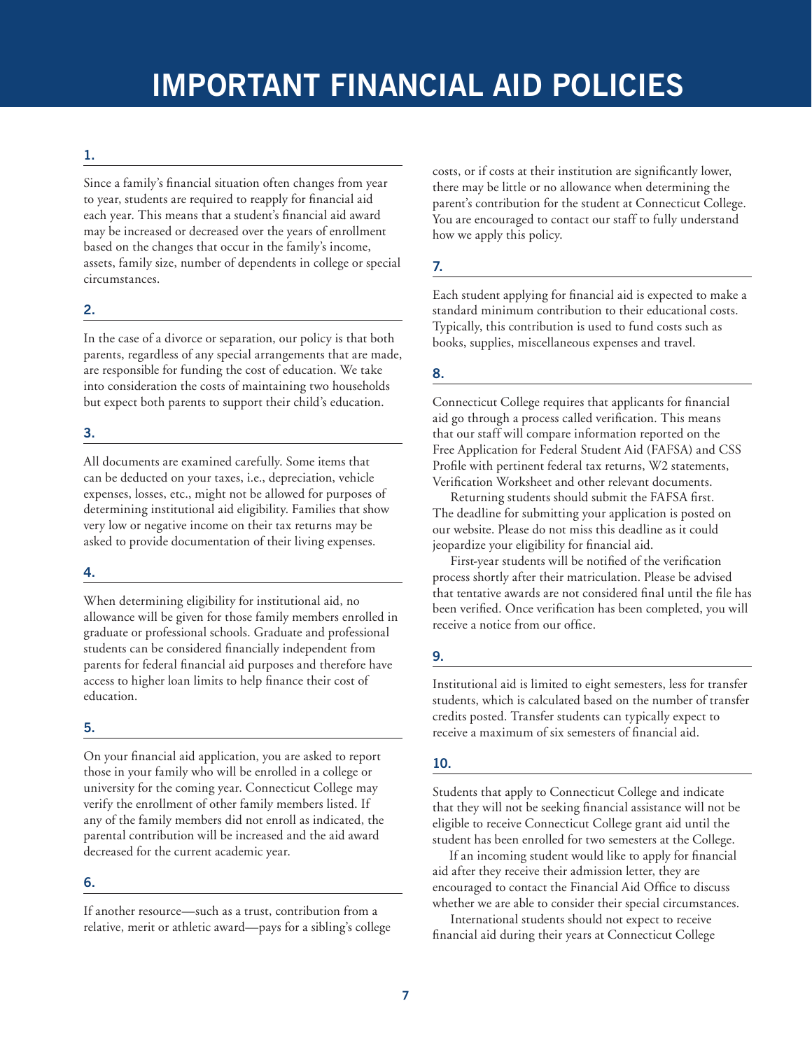# IMPORTANT FINANCIAL AID POLICIES

### 1.

Since a family's financial situation often changes from year to year, students are required to reapply for financial aid each year. This means that a student's financial aid award may be increased or decreased over the years of enrollment based on the changes that occur in the family's income, assets, family size, number of dependents in college or special circumstances.

### 2.

In the case of a divorce or separation, our policy is that both parents, regardless of any special arrangements that are made, are responsible for funding the cost of education. We take into consideration the costs of maintaining two households but expect both parents to support their child's education.

### 3.

All documents are examined carefully. Some items that can be deducted on your taxes, i.e., depreciation, vehicle expenses, losses, etc., might not be allowed for purposes of determining institutional aid eligibility. Families that show very low or negative income on their tax returns may be asked to provide documentation of their living expenses.

### 4.

When determining eligibility for institutional aid, no allowance will be given for those family members enrolled in graduate or professional schools. Graduate and professional students can be considered financially independent from parents for federal financial aid purposes and therefore have access to higher loan limits to help finance their cost of education.

### 5.

On your financial aid application, you are asked to report those in your family who will be enrolled in a college or university for the coming year. Connecticut College may verify the enrollment of other family members listed. If any of the family members did not enroll as indicated, the parental contribution will be increased and the aid award decreased for the current academic year.

### 6.

If another resource—such as a trust, contribution from a relative, merit or athletic award—pays for a sibling's college costs, or if costs at their institution are significantly lower, there may be little or no allowance when determining the parent's contribution for the student at Connecticut College. You are encouraged to contact our staff to fully understand how we apply this policy.

### 7.

Each student applying for financial aid is expected to make a standard minimum contribution to their educational costs. Typically, this contribution is used to fund costs such as books, supplies, miscellaneous expenses and travel.

### 8.

Connecticut College requires that applicants for financial aid go through a process called verification. This means that our staff will compare information reported on the Free Application for Federal Student Aid (FAFSA) and CSS Profile with pertinent federal tax returns, W2 statements, Verification Worksheet and other relevant documents.

Returning students should submit the FAFSA first. The deadline for submitting your application is posted on our website. Please do not miss this deadline as it could jeopardize your eligibility for financial aid.

First-year students will be notified of the verification process shortly after their matriculation. Please be advised that tentative awards are not considered final until the file has been verified. Once verification has been completed, you will receive a notice from our office.

### 9.

Institutional aid is limited to eight semesters, less for transfer students, which is calculated based on the number of transfer credits posted. Transfer students can typically expect to receive a maximum of six semesters of financial aid.

### 10.

Students that apply to Connecticut College and indicate that they will not be seeking financial assistance will not be eligible to receive Connecticut College grant aid until the student has been enrolled for two semesters at the College.

If an incoming student would like to apply for financial aid after they receive their admission letter, they are encouraged to contact the Financial Aid Office to discuss whether we are able to consider their special circumstances.

International students should not expect to receive financial aid during their years at Connecticut College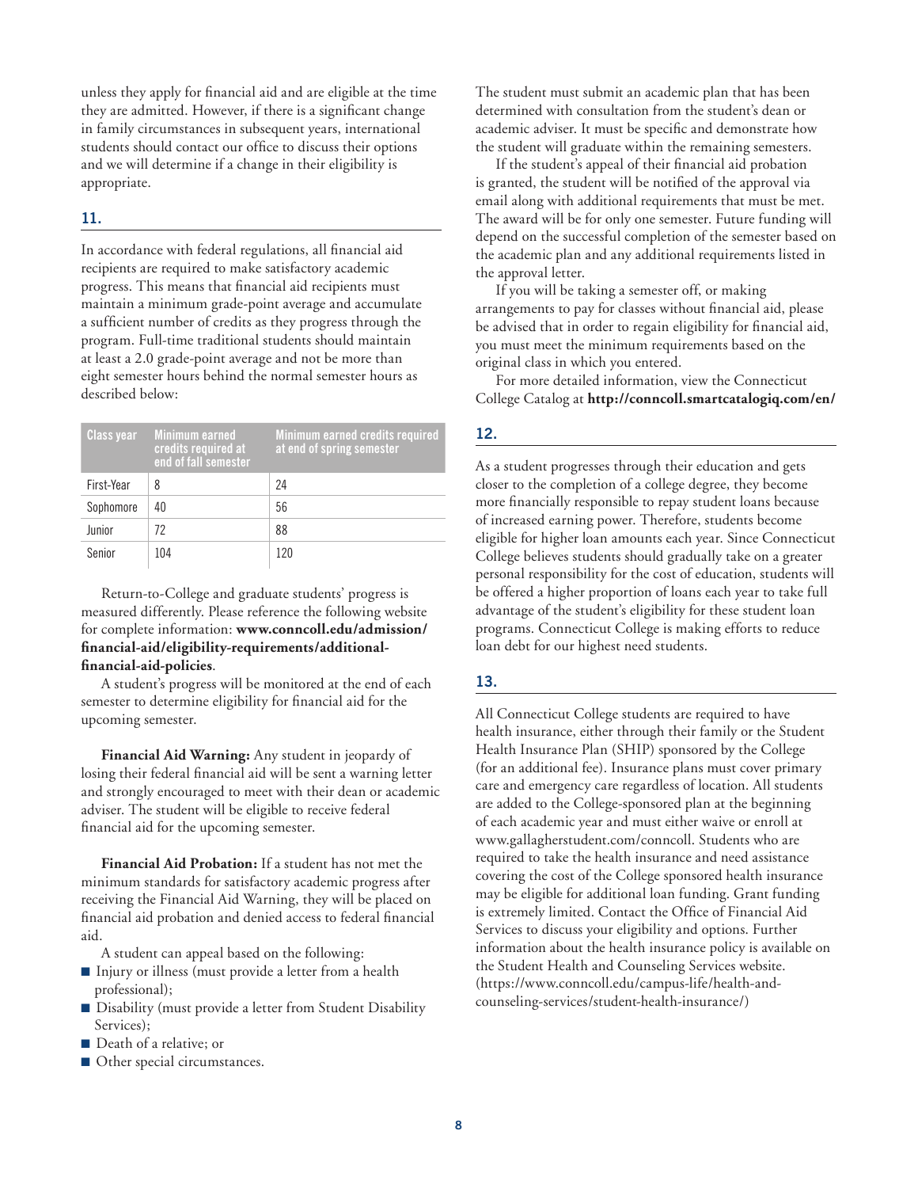unless they apply for financial aid and are eligible at the time they are admitted. However, if there is a significant change in family circumstances in subsequent years, international students should contact our office to discuss their options and we will determine if a change in their eligibility is appropriate.

## 11.

In accordance with federal regulations, all financial aid recipients are required to make satisfactory academic progress. This means that financial aid recipients must maintain a minimum grade-point average and accumulate a sufficient number of credits as they progress through the program. Full-time traditional students should maintain at least a 2.0 grade-point average and not be more than eight semester hours behind the normal semester hours as described below:

| Class year | Minimum earned credits required at end of fall semester | Minimum earned credits required at end of spring semester |
|---|---|---|
| First-Year | 8 | 24 |
| Sophomore | 40 | 56 |
| Junior | 72 | 88 |
| Senior | 104 | 120 |

Return-to-College and graduate students' progress is measured differently. Please reference the following website for complete information: **www.conncoll.edu/admission/financial-aid/eligibility-requirements/additional-financial-aid-policies**.

A student's progress will be monitored at the end of each semester to determine eligibility for financial aid for the upcoming semester.

**Financial Aid Warning:** Any student in jeopardy of losing their federal financial aid will be sent a warning letter and strongly encouraged to meet with their dean or academic adviser. The student will be eligible to receive federal financial aid for the upcoming semester.

**Financial Aid Probation:** If a student has not met the minimum standards for satisfactory academic progress after receiving the Financial Aid Warning, they will be placed on financial aid probation and denied access to federal financial aid.

A student can appeal based on the following:

- Injury or illness (must provide a letter from a health professional);
- Disability (must provide a letter from Student Disability Services);
- Death of a relative; or
- Other special circumstances.

The student must submit an academic plan that has been determined with consultation from the student's dean or academic adviser. It must be specific and demonstrate how the student will graduate within the remaining semesters.

If the student's appeal of their financial aid probation is granted, the student will be notified of the approval via email along with additional requirements that must be met. The award will be for only one semester. Future funding will depend on the successful completion of the semester based on the academic plan and any additional requirements listed in the approval letter.

If you will be taking a semester off, or making arrangements to pay for classes without financial aid, please be advised that in order to regain eligibility for financial aid, you must meet the minimum requirements based on the original class in which you entered.

For more detailed information, view the Connecticut College Catalog at **http://conncoll.smartcatalogiq.com/en/**

## 12.

As a student progresses through their education and gets closer to the completion of a college degree, they become more financially responsible to repay student loans because of increased earning power. Therefore, students become eligible for higher loan amounts each year. Since Connecticut College believes students should gradually take on a greater personal responsibility for the cost of education, students will be offered a higher proportion of loans each year to take full advantage of the student's eligibility for these student loan programs. Connecticut College is making efforts to reduce loan debt for our highest need students.

## 13.

All Connecticut College students are required to have health insurance, either through their family or the Student Health Insurance Plan (SHIP) sponsored by the College (for an additional fee). Insurance plans must cover primary care and emergency care regardless of location. All students are added to the College-sponsored plan at the beginning of each academic year and must either waive or enroll at www.gallagherstudent.com/conncoll. Students who are required to take the health insurance and need assistance covering the cost of the College sponsored health insurance may be eligible for additional loan funding. Grant funding is extremely limited. Contact the Office of Financial Aid Services to discuss your eligibility and options. Further information about the health insurance policy is available on the Student Health and Counseling Services website. (https://www.conncoll.edu/campus-life/health-and-counseling-services/student-health-insurance/)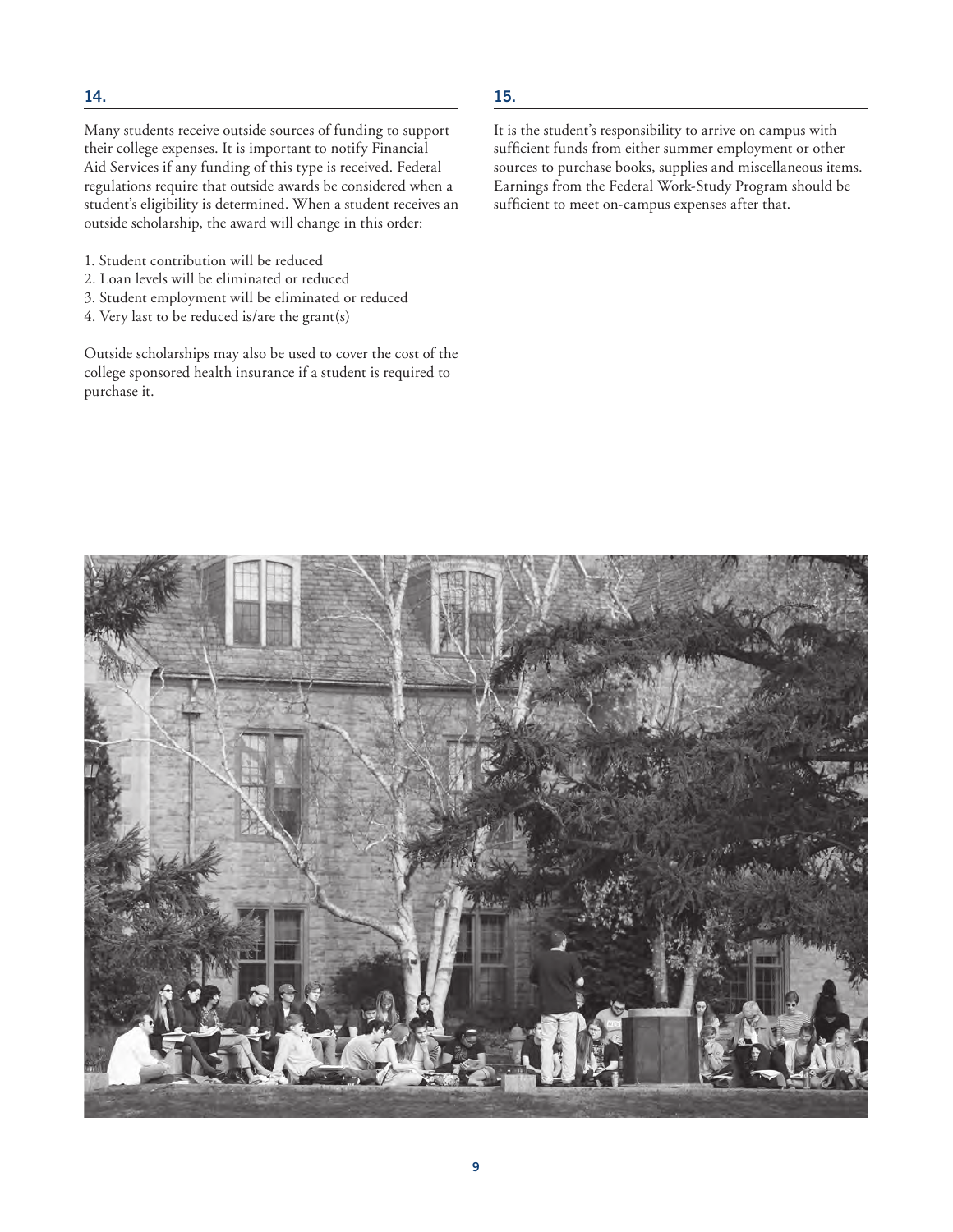## 14.

Many students receive outside sources of funding to support their college expenses. It is important to notify Financial Aid Services if any funding of this type is received. Federal regulations require that outside awards be considered when a student's eligibility is determined. When a student receives an outside scholarship, the award will change in this order:

1. Student contribution will be reduced
2. Loan levels will be eliminated or reduced
3. Student employment will be eliminated or reduced
4. Very last to be reduced is/are the grant(s)

Outside scholarships may also be used to cover the cost of the college sponsored health insurance if a student is required to purchase it.

## 15.

It is the student's responsibility to arrive on campus with sufficient funds from either summer employment or other sources to purchase books, supplies and miscellaneous items. Earnings from the Federal Work-Study Program should be sufficient to meet on-campus expenses after that.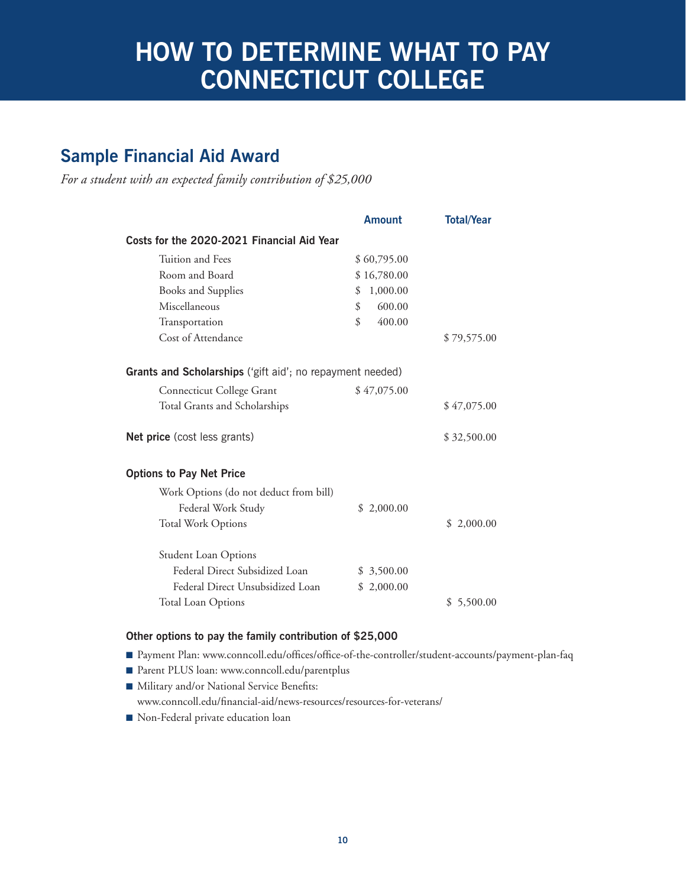# HOW TO DETERMINE WHAT TO PAY CONNECTICUT COLLEGE

## Sample Financial Aid Award

*For a student with an expected family contribution of $25,000*

| | Amount | Total/Year |
|---|---|---|
| **Costs for the 2020-2021 Financial Aid Year** | | |
| Tuition and Fees | $ 60,795.00 | |
| Room and Board | $ 16,780.00 | |
| Books and Supplies | $ 1,000.00 | |
| Miscellaneous | $ 600.00 | |
| Transportation | $ 400.00 | |
| Cost of Attendance | | $ 79,575.00 |
| **Grants and Scholarships** ('gift aid'; no repayment needed) | | |
| Connecticut College Grant | $ 47,075.00 | |
| Total Grants and Scholarships | | $ 47,075.00 |
| **Net price** (cost less grants) | | $ 32,500.00 |
| **Options to Pay Net Price** | | |
| Work Options (do not deduct from bill) | | |
| Federal Work Study | $ 2,000.00 | |
| Total Work Options | | $ 2,000.00 |
| Student Loan Options | | |
| Federal Direct Subsidized Loan | $ 3,500.00 | |
| Federal Direct Unsubsidized Loan | $ 2,000.00 | |
| Total Loan Options | | $ 5,500.00 |

### Other options to pay the family contribution of $25,000

- Payment Plan: www.conncoll.edu/offices/office-of-the-controller/student-accounts/payment-plan-faq
- Parent PLUS loan: www.conncoll.edu/parentplus
- Military and/or National Service Benefits: www.conncoll.edu/financial-aid/news-resources/resources-for-veterans/
- Non-Federal private education loan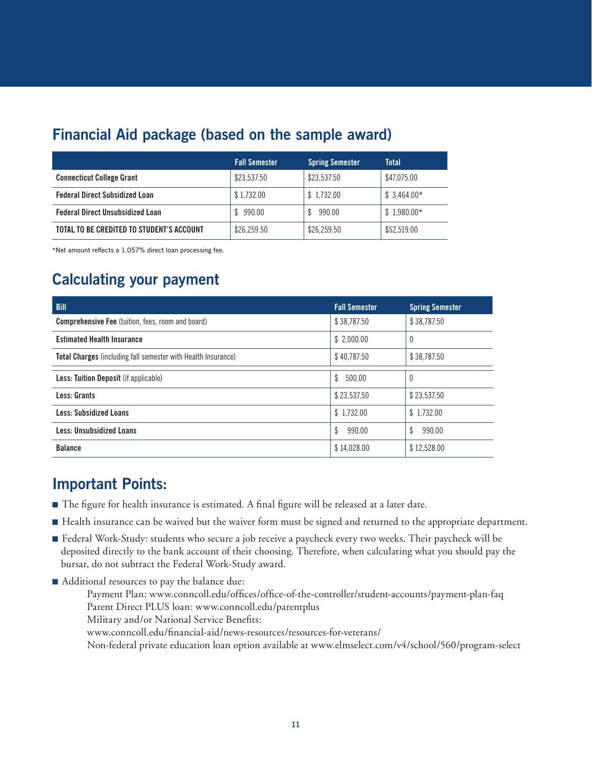## Financial Aid package (based on the sample award)

| | Fall Semester | Spring Semester | Total |
|---|---|---|---|
| **Connecticut College Grant** | $23,537.50 | $23,537.50 | $47,075.00 |
| **Federal Direct Subsidized Loan** | $ 1,732.00 | $ 1,732.00 | $ 3,464.00* |
| **Federal Direct Unsubsidized Loan** | $ 990.00 | $ 990.00 | $ 1,980.00* |
| **TOTAL TO BE CREDITED TO STUDENT'S ACCOUNT** | $26,259.50 | $26,259.50 | $52,519.00 |

*Net amount reflects a 1.057% direct loan processing fee.

## Calculating your payment

| Bill | Fall Semester | Spring Semester |
|---|---|---|
| **Comprehensive Fee** (tuition, fees, room and board) | $ 38,787.50 | $ 38,787.50 |
| **Estimated Health Insurance** | $ 2,000.00 | 0 |
| **Total Charges** (including fall semester with Health Insurance) | $ 40,787.50 | $ 38,787.50 |
| **Less: Tuition Deposit** (if applicable) | $ 500.00 | 0 |
| **Less: Grants** | $ 23,537.50 | $ 23,537.50 |
| **Less: Subsidized Loans** | $ 1,732.00 | $ 1,732.00 |
| **Less: Unsubsidized Loans** | $ 990.00 | $ 990.00 |
| **Balance** | $ 14,028.00 | $ 12,528.00 |

## Important Points:

- The figure for health insurance is estimated. A final figure will be released at a later date.
- Health insurance can be waived but the waiver form must be signed and returned to the appropriate department.
- Federal Work-Study: students who secure a job receive a paycheck every two weeks. Their paycheck will be deposited directly to the bank account of their choosing. Therefore, when calculating what you should pay the bursar, do not subtract the Federal Work-Study award.
- Additional resources to pay the balance due:
  - Payment Plan: www.conncoll.edu/offices/office-of-the-controller/student-accounts/payment-plan-faq
  - Parent Direct PLUS loan: www.conncoll.edu/parentplus
  - Military and/or National Service Benefits: www.conncoll.edu/financial-aid/news-resources/resources-for-veterans/
  - Non-federal private education loan option available at www.elmselect.com/v4/school/560/program-select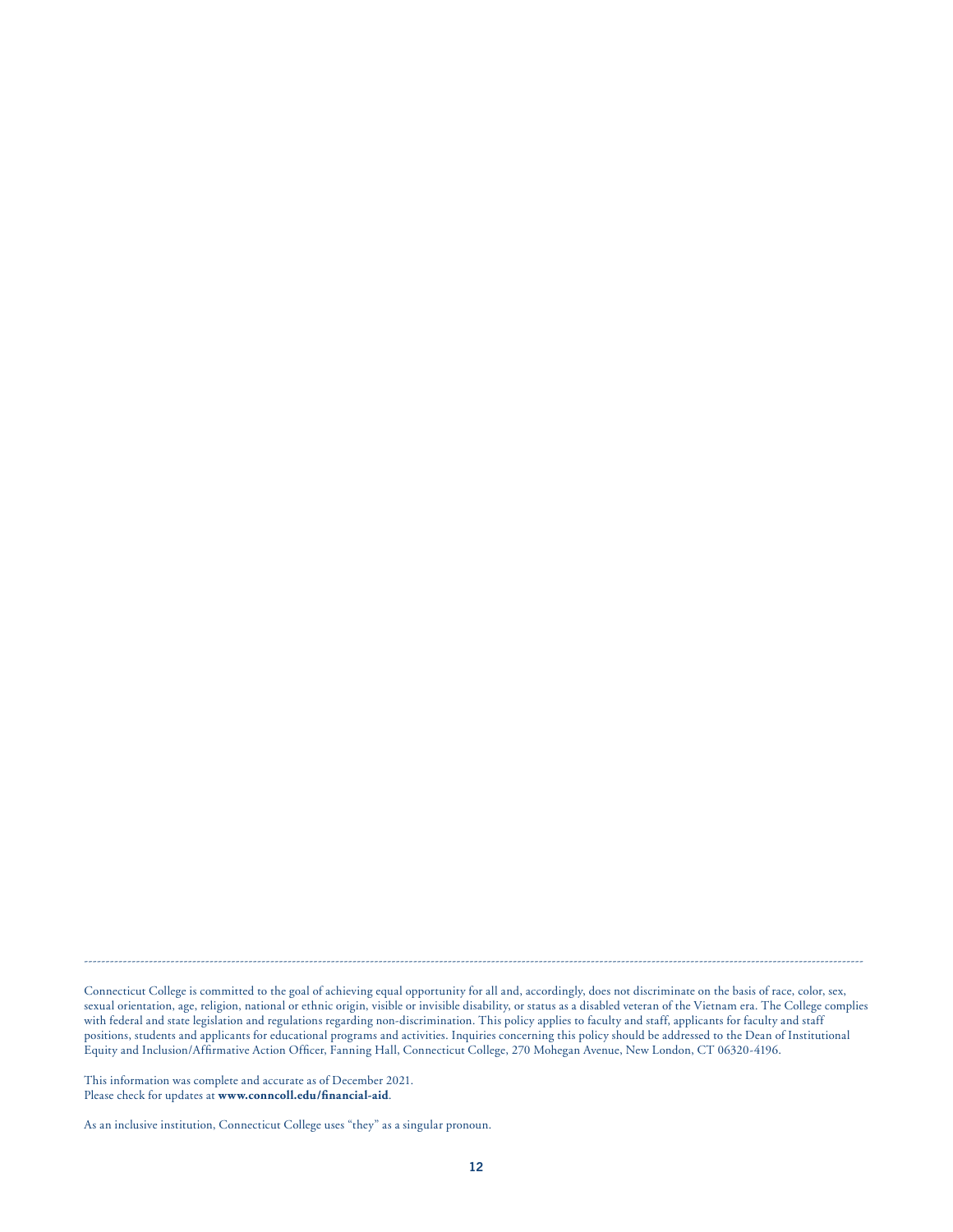Connecticut College is committed to the goal of achieving equal opportunity for all and, accordingly, does not discriminate on the basis of race, color, sex, sexual orientation, age, religion, national or ethnic origin, visible or invisible disability, or status as a disabled veteran of the Vietnam era. The College complies with federal and state legislation and regulations regarding non-discrimination. This policy applies to faculty and staff, applicants for faculty and staff positions, students and applicants for educational programs and activities. Inquiries concerning this policy should be addressed to the Dean of Institutional Equity and Inclusion/Affirmative Action Officer, Fanning Hall, Connecticut College, 270 Mohegan Avenue, New London, CT 06320-4196.

This information was complete and accurate as of December 2021.
Please check for updates at **www.conncoll.edu/financial-aid**.

As an inclusive institution, Connecticut College uses "they" as a singular pronoun.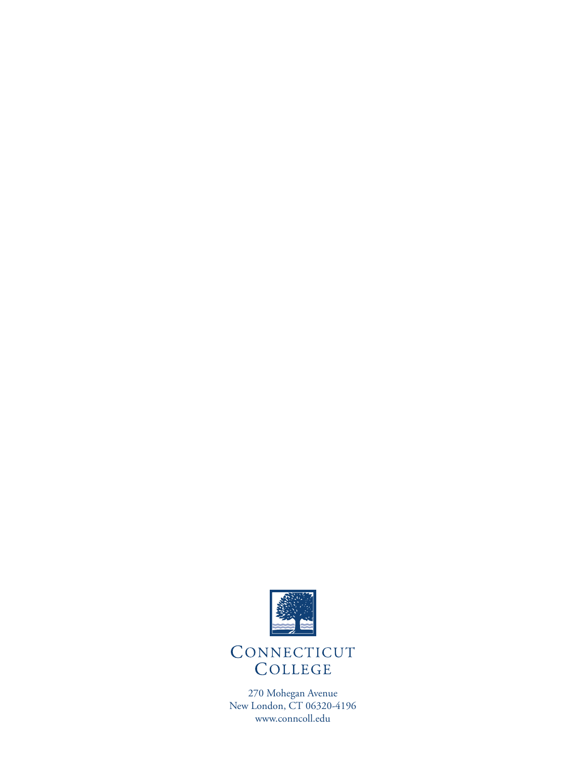CONNECTICUT
COLLEGE

270 Mohegan Avenue
New London, CT 06320-4196
www.conncoll.edu